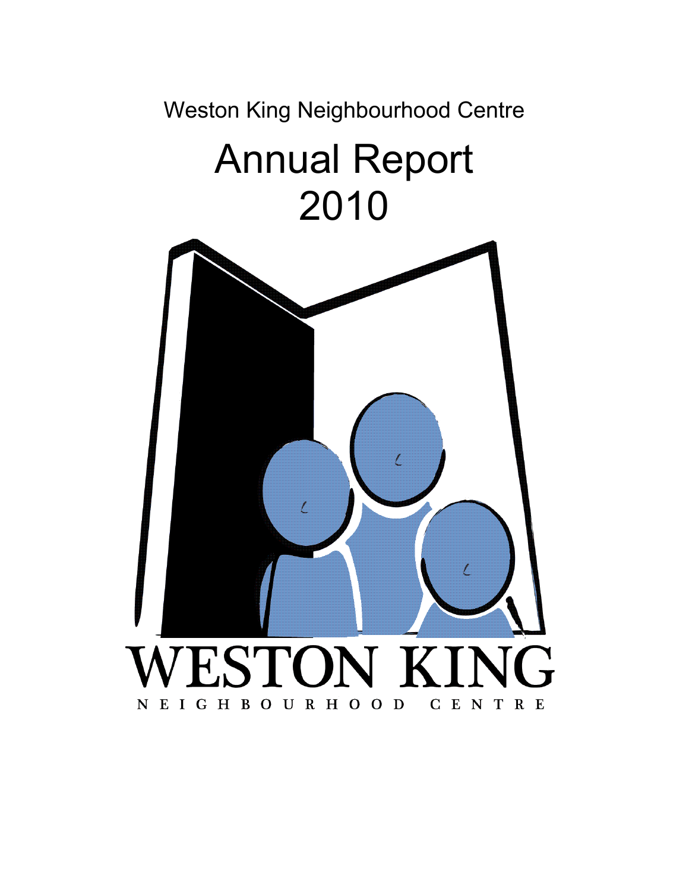Weston King Neighbourhood Centre

# Annual Report 2010

WESTON KING

NEIGHBOURHOOD CENTRE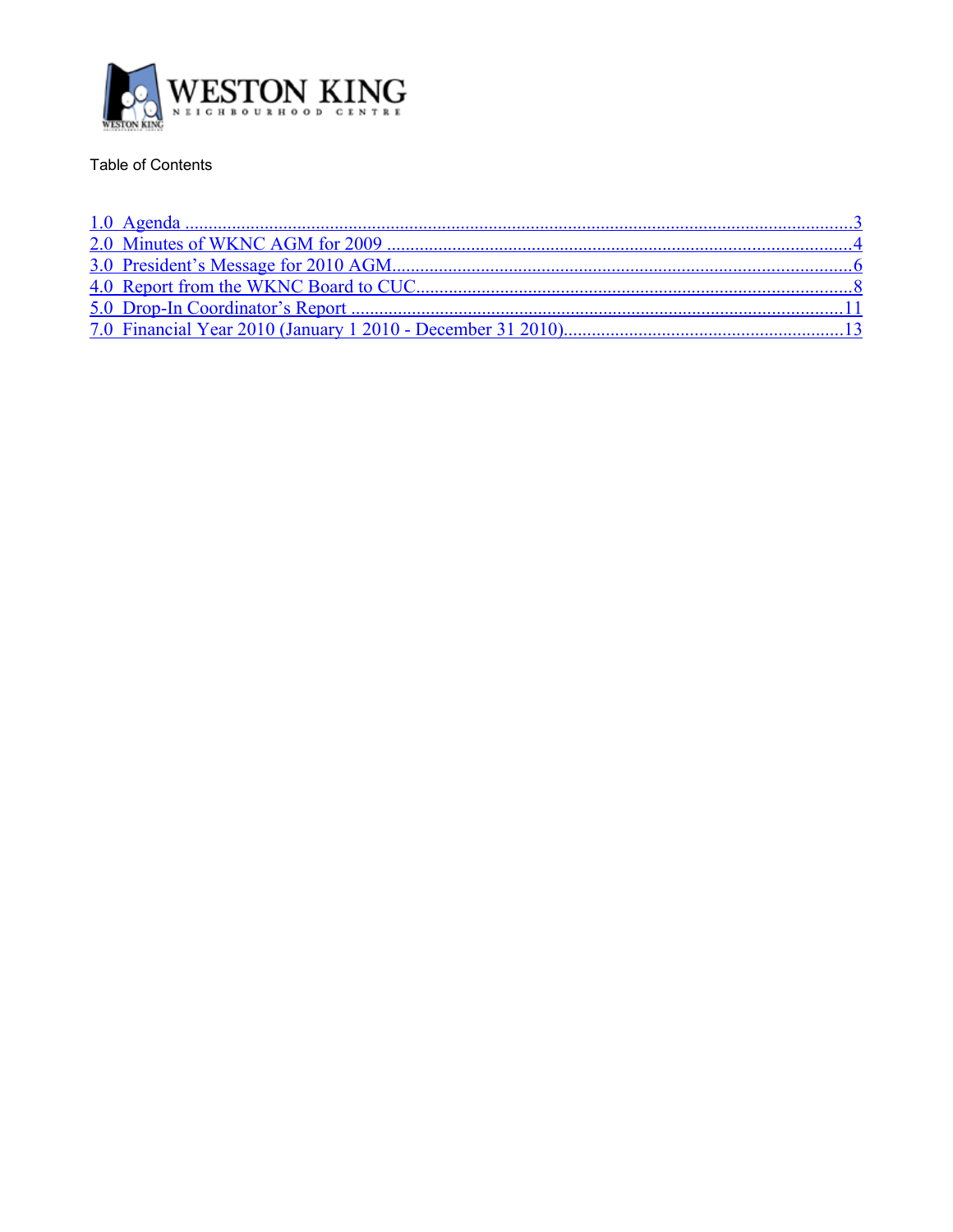WESTON KING
NEIGHBOURHOOD CENTRE

Table of Contents

1.0 Agenda ..... 3
2.0 Minutes of WKNC AGM for 2009 ..... 4
3.0 President's Message for 2010 AGM ..... 6
4.0 Report from the WKNC Board to CUC ..... 8
5.0 Drop-In Coordinator's Report ..... 11
7.0 Financial Year 2010 (January 1 2010 - December 31 2010) ..... 13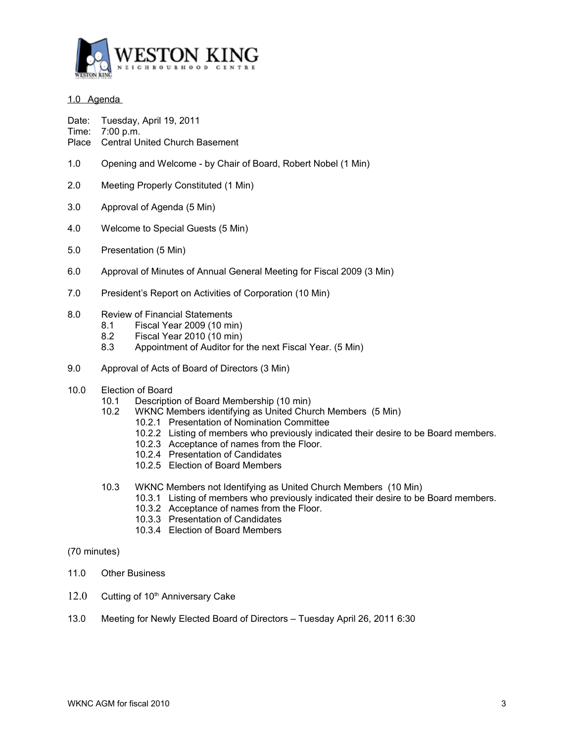WESTON KING
NEIGHBOURHOOD CENTRE

## 1.0 Agenda

Date: Tuesday, April 19, 2011
Time: 7:00 p.m.
Place Central United Church Basement

1.0 Opening and Welcome - by Chair of Board, Robert Nobel (1 Min)

2.0 Meeting Properly Constituted (1 Min)

3.0 Approval of Agenda (5 Min)

4.0 Welcome to Special Guests (5 Min)

5.0 Presentation (5 Min)

6.0 Approval of Minutes of Annual General Meeting for Fiscal 2009 (3 Min)

7.0 President's Report on Activities of Corporation (10 Min)

8.0 Review of Financial Statements
- 8.1 Fiscal Year 2009 (10 min)
- 8.2 Fiscal Year 2010 (10 min)
- 8.3 Appointment of Auditor for the next Fiscal Year. (5 Min)

9.0 Approval of Acts of Board of Directors (3 Min)

10.0 Election of Board
- 10.1 Description of Board Membership (10 min)
- 10.2 WKNC Members identifying as United Church Members (5 Min)
  - 10.2.1 Presentation of Nomination Committee
  - 10.2.2 Listing of members who previously indicated their desire to be Board members.
  - 10.2.3 Acceptance of names from the Floor.
  - 10.2.4 Presentation of Candidates
  - 10.2.5 Election of Board Members
- 10.3 WKNC Members not Identifying as United Church Members (10 Min)
  - 10.3.1 Listing of members who previously indicated their desire to be Board members.
  - 10.3.2 Acceptance of names from the Floor.
  - 10.3.3 Presentation of Candidates
  - 10.3.4 Election of Board Members

(70 minutes)

11.0 Other Business

12.0 Cutting of 10th Anniversary Cake

13.0 Meeting for Newly Elected Board of Directors – Tuesday April 26, 2011 6:30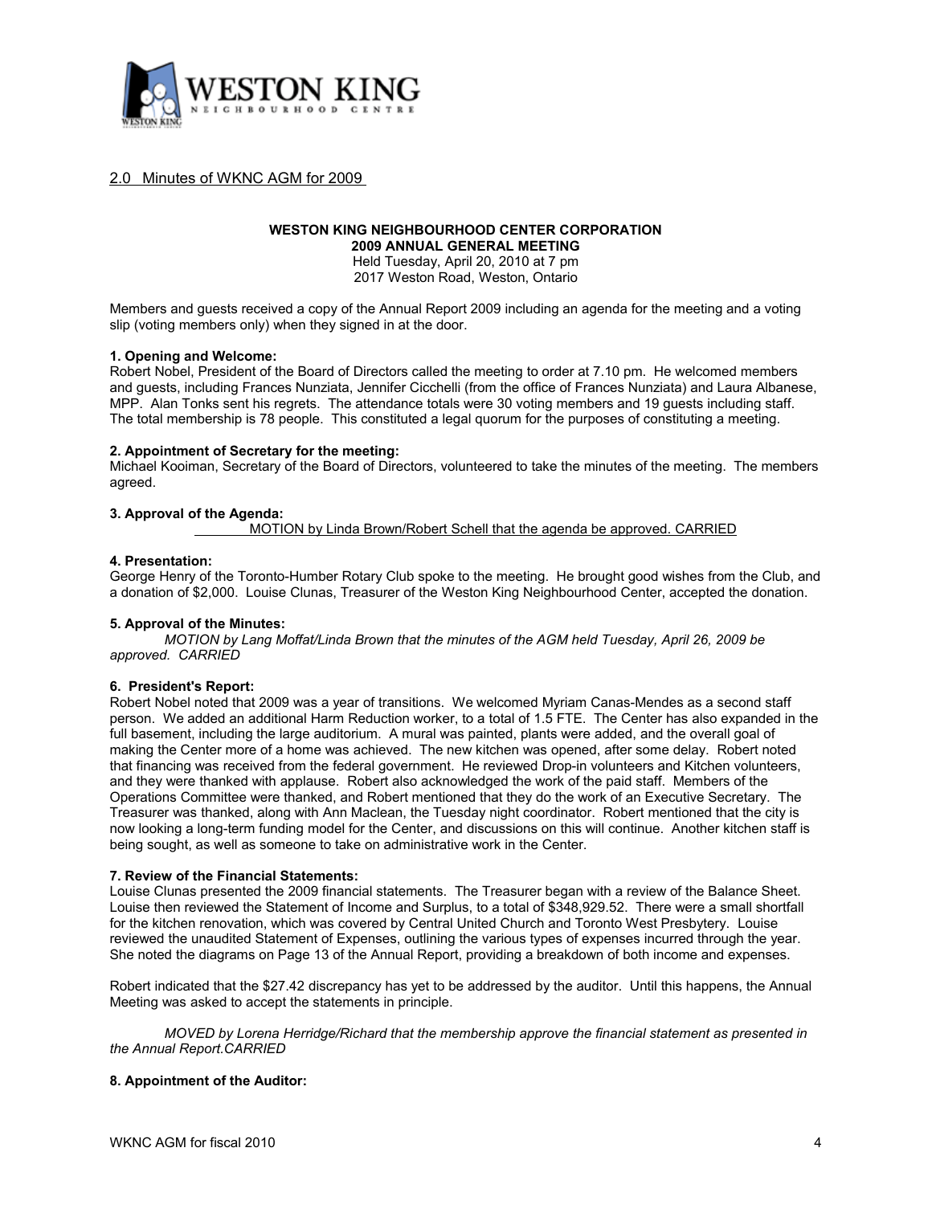## 2.0 Minutes of WKNC AGM for 2009

**WESTON KING NEIGHBOURHOOD CENTER CORPORATION**
**2009 ANNUAL GENERAL MEETING**
Held Tuesday, April 20, 2010 at 7 pm
2017 Weston Road, Weston, Ontario

Members and guests received a copy of the Annual Report 2009 including an agenda for the meeting and a voting slip (voting members only) when they signed in at the door.

**1. Opening and Welcome:**
Robert Nobel, President of the Board of Directors called the meeting to order at 7.10 pm. He welcomed members and guests, including Frances Nunziata, Jennifer Cicchelli (from the office of Frances Nunziata) and Laura Albanese, MPP. Alan Tonks sent his regrets. The attendance totals were 30 voting members and 19 guests including staff. The total membership is 78 people. This constituted a legal quorum for the purposes of constituting a meeting.

**2. Appointment of Secretary for the meeting:**
Michael Kooiman, Secretary of the Board of Directors, volunteered to take the minutes of the meeting. The members agreed.

**3. Approval of the Agenda:**
MOTION by Linda Brown/Robert Schell that the agenda be approved. CARRIED

**4. Presentation:**
George Henry of the Toronto-Humber Rotary Club spoke to the meeting. He brought good wishes from the Club, and a donation of $2,000. Louise Clunas, Treasurer of the Weston King Neighbourhood Center, accepted the donation.

**5. Approval of the Minutes:**
*MOTION by Lang Moffat/Linda Brown that the minutes of the AGM held Tuesday, April 26, 2009 be approved. CARRIED*

**6. President's Report:**
Robert Nobel noted that 2009 was a year of transitions. We welcomed Myriam Canas-Mendes as a second staff person. We added an additional Harm Reduction worker, to a total of 1.5 FTE. The Center has also expanded in the full basement, including the large auditorium. A mural was painted, plants were added, and the overall goal of making the Center more of a home was achieved. The new kitchen was opened, after some delay. Robert noted that financing was received from the federal government. He reviewed Drop-in volunteers and Kitchen volunteers, and they were thanked with applause. Robert also acknowledged the work of the paid staff. Members of the Operations Committee were thanked, and Robert mentioned that they do the work of an Executive Secretary. The Treasurer was thanked, along with Ann Maclean, the Tuesday night coordinator. Robert mentioned that the city is now looking a long-term funding model for the Center, and discussions on this will continue. Another kitchen staff is being sought, as well as someone to take on administrative work in the Center.

**7. Review of the Financial Statements:**
Louise Clunas presented the 2009 financial statements. The Treasurer began with a review of the Balance Sheet. Louise then reviewed the Statement of Income and Surplus, to a total of $348,929.52. There were a small shortfall for the kitchen renovation, which was covered by Central United Church and Toronto West Presbytery. Louise reviewed the unaudited Statement of Expenses, outlining the various types of expenses incurred through the year. She noted the diagrams on Page 13 of the Annual Report, providing a breakdown of both income and expenses.

Robert indicated that the $27.42 discrepancy has yet to be addressed by the auditor. Until this happens, the Annual Meeting was asked to accept the statements in principle.

*MOVED by Lorena Herridge/Richard that the membership approve the financial statement as presented in the Annual Report.CARRIED*

**8. Appointment of the Auditor:**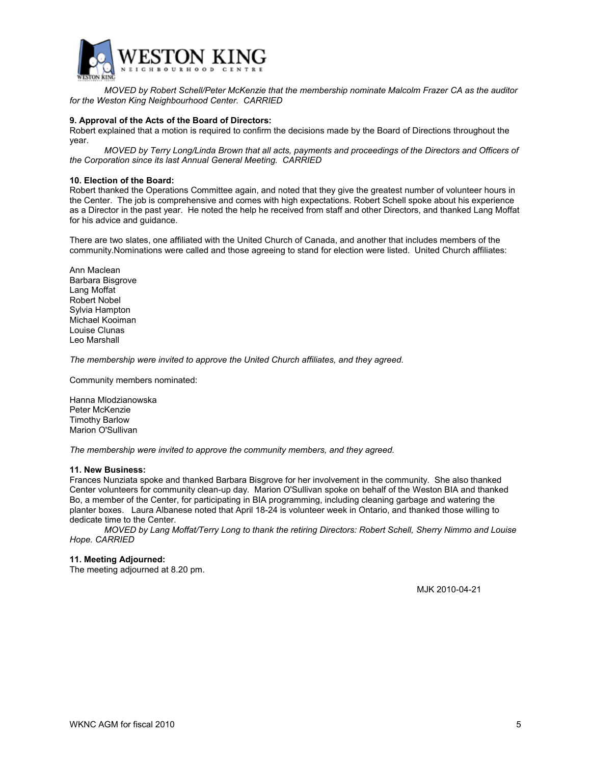*MOVED by Robert Schell/Peter McKenzie that the membership nominate Malcolm Frazer CA as the auditor for the Weston King Neighbourhood Center. CARRIED*

**9. Approval of the Acts of the Board of Directors:**

Robert explained that a motion is required to confirm the decisions made by the Board of Directions throughout the year.

*MOVED by Terry Long/Linda Brown that all acts, payments and proceedings of the Directors and Officers of the Corporation since its last Annual General Meeting. CARRIED*

**10. Election of the Board:**

Robert thanked the Operations Committee again, and noted that they give the greatest number of volunteer hours in the Center. The job is comprehensive and comes with high expectations. Robert Schell spoke about his experience as a Director in the past year. He noted the help he received from staff and other Directors, and thanked Lang Moffat for his advice and guidance.

There are two slates, one affiliated with the United Church of Canada, and another that includes members of the community.Nominations were called and those agreeing to stand for election were listed. United Church affiliates:

Ann Maclean
Barbara Bisgrove
Lang Moffat
Robert Nobel
Sylvia Hampton
Michael Kooiman
Louise Clunas
Leo Marshall

*The membership were invited to approve the United Church affiliates, and they agreed.*

Community members nominated:

Hanna Mlodzianowska
Peter McKenzie
Timothy Barlow
Marion O'Sullivan

*The membership were invited to approve the community members, and they agreed.*

**11. New Business:**

Frances Nunziata spoke and thanked Barbara Bisgrove for her involvement in the community. She also thanked Center volunteers for community clean-up day. Marion O'Sullivan spoke on behalf of the Weston BIA and thanked Bo, a member of the Center, for participating in BIA programming, including cleaning garbage and watering the planter boxes. Laura Albanese noted that April 18-24 is volunteer week in Ontario, and thanked those willing to dedicate time to the Center.

*MOVED by Lang Moffat/Terry Long to thank the retiring Directors: Robert Schell, Sherry Nimmo and Louise Hope. CARRIED*

**11. Meeting Adjourned:**

The meeting adjourned at 8.20 pm.

MJK 2010-04-21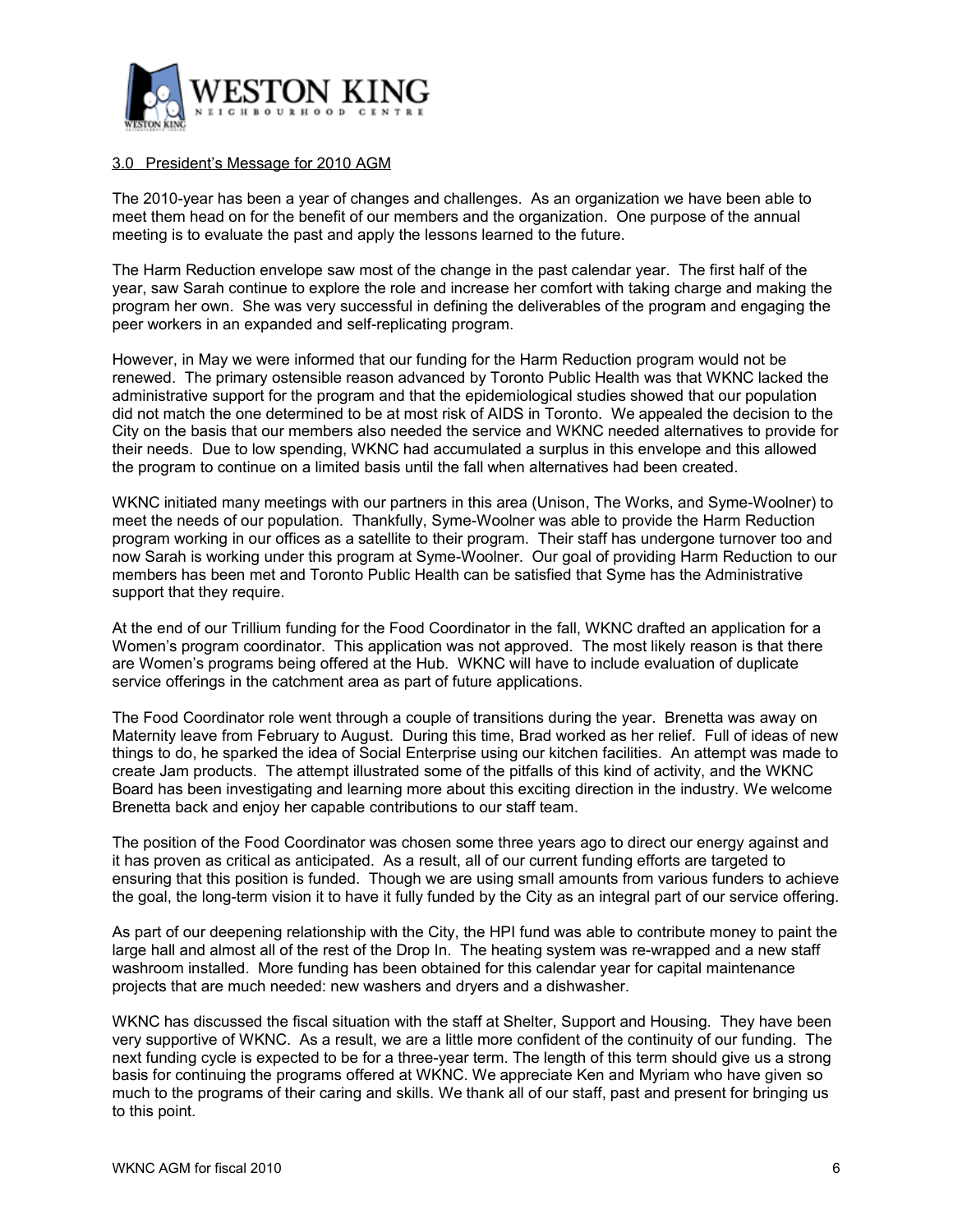## 3.0 President's Message for 2010 AGM

The 2010-year has been a year of changes and challenges. As an organization we have been able to meet them head on for the benefit of our members and the organization. One purpose of the annual meeting is to evaluate the past and apply the lessons learned to the future.

The Harm Reduction envelope saw most of the change in the past calendar year. The first half of the year, saw Sarah continue to explore the role and increase her comfort with taking charge and making the program her own. She was very successful in defining the deliverables of the program and engaging the peer workers in an expanded and self-replicating program.

However, in May we were informed that our funding for the Harm Reduction program would not be renewed. The primary ostensible reason advanced by Toronto Public Health was that WKNC lacked the administrative support for the program and that the epidemiological studies showed that our population did not match the one determined to be at most risk of AIDS in Toronto. We appealed the decision to the City on the basis that our members also needed the service and WKNC needed alternatives to provide for their needs. Due to low spending, WKNC had accumulated a surplus in this envelope and this allowed the program to continue on a limited basis until the fall when alternatives had been created.

WKNC initiated many meetings with our partners in this area (Unison, The Works, and Syme-Woolner) to meet the needs of our population. Thankfully, Syme-Woolner was able to provide the Harm Reduction program working in our offices as a satellite to their program. Their staff has undergone turnover too and now Sarah is working under this program at Syme-Woolner. Our goal of providing Harm Reduction to our members has been met and Toronto Public Health can be satisfied that Syme has the Administrative support that they require.

At the end of our Trillium funding for the Food Coordinator in the fall, WKNC drafted an application for a Women's program coordinator. This application was not approved. The most likely reason is that there are Women's programs being offered at the Hub. WKNC will have to include evaluation of duplicate service offerings in the catchment area as part of future applications.

The Food Coordinator role went through a couple of transitions during the year. Brenetta was away on Maternity leave from February to August. During this time, Brad worked as her relief. Full of ideas of new things to do, he sparked the idea of Social Enterprise using our kitchen facilities. An attempt was made to create Jam products. The attempt illustrated some of the pitfalls of this kind of activity, and the WKNC Board has been investigating and learning more about this exciting direction in the industry. We welcome Brenetta back and enjoy her capable contributions to our staff team.

The position of the Food Coordinator was chosen some three years ago to direct our energy against and it has proven as critical as anticipated. As a result, all of our current funding efforts are targeted to ensuring that this position is funded. Though we are using small amounts from various funders to achieve the goal, the long-term vision it to have it fully funded by the City as an integral part of our service offering.

As part of our deepening relationship with the City, the HPI fund was able to contribute money to paint the large hall and almost all of the rest of the Drop In. The heating system was re-wrapped and a new staff washroom installed. More funding has been obtained for this calendar year for capital maintenance projects that are much needed: new washers and dryers and a dishwasher.

WKNC has discussed the fiscal situation with the staff at Shelter, Support and Housing. They have been very supportive of WKNC. As a result, we are a little more confident of the continuity of our funding. The next funding cycle is expected to be for a three-year term. The length of this term should give us a strong basis for continuing the programs offered at WKNC. We appreciate Ken and Myriam who have given so much to the programs of their caring and skills. We thank all of our staff, past and present for bringing us to this point.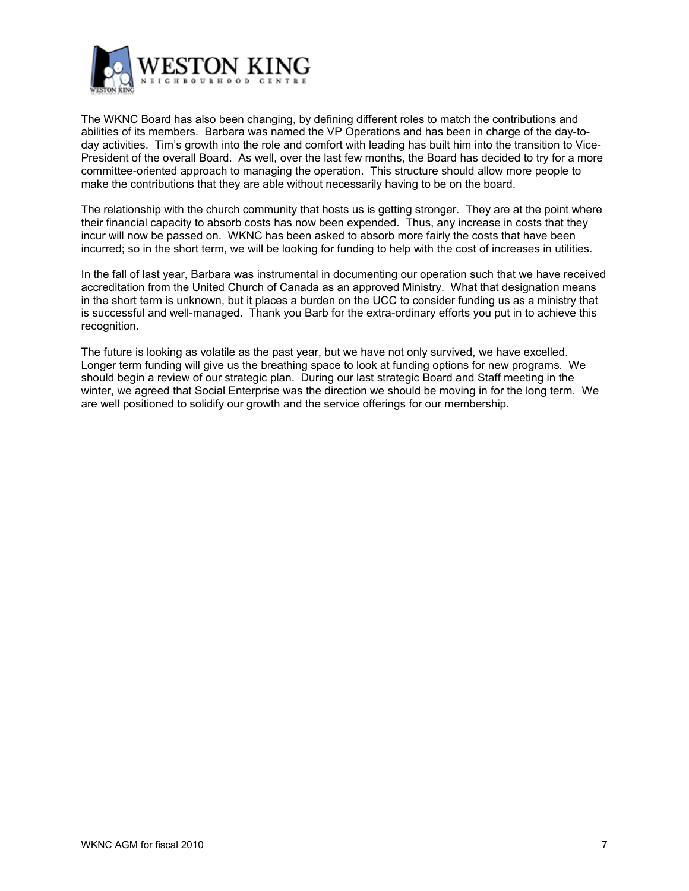The WKNC Board has also been changing, by defining different roles to match the contributions and abilities of its members. Barbara was named the VP Operations and has been in charge of the day-to-day activities. Tim's growth into the role and comfort with leading has built him into the transition to Vice-President of the overall Board. As well, over the last few months, the Board has decided to try for a more committee-oriented approach to managing the operation. This structure should allow more people to make the contributions that they are able without necessarily having to be on the board.

The relationship with the church community that hosts us is getting stronger. They are at the point where their financial capacity to absorb costs has now been expended. Thus, any increase in costs that they incur will now be passed on. WKNC has been asked to absorb more fairly the costs that have been incurred; so in the short term, we will be looking for funding to help with the cost of increases in utilities.

In the fall of last year, Barbara was instrumental in documenting our operation such that we have received accreditation from the United Church of Canada as an approved Ministry. What that designation means in the short term is unknown, but it places a burden on the UCC to consider funding us as a ministry that is successful and well-managed. Thank you Barb for the extra-ordinary efforts you put in to achieve this recognition.

The future is looking as volatile as the past year, but we have not only survived, we have excelled. Longer term funding will give us the breathing space to look at funding options for new programs. We should begin a review of our strategic plan. During our last strategic Board and Staff meeting in the winter, we agreed that Social Enterprise was the direction we should be moving in for the long term. We are well positioned to solidify our growth and the service offerings for our membership.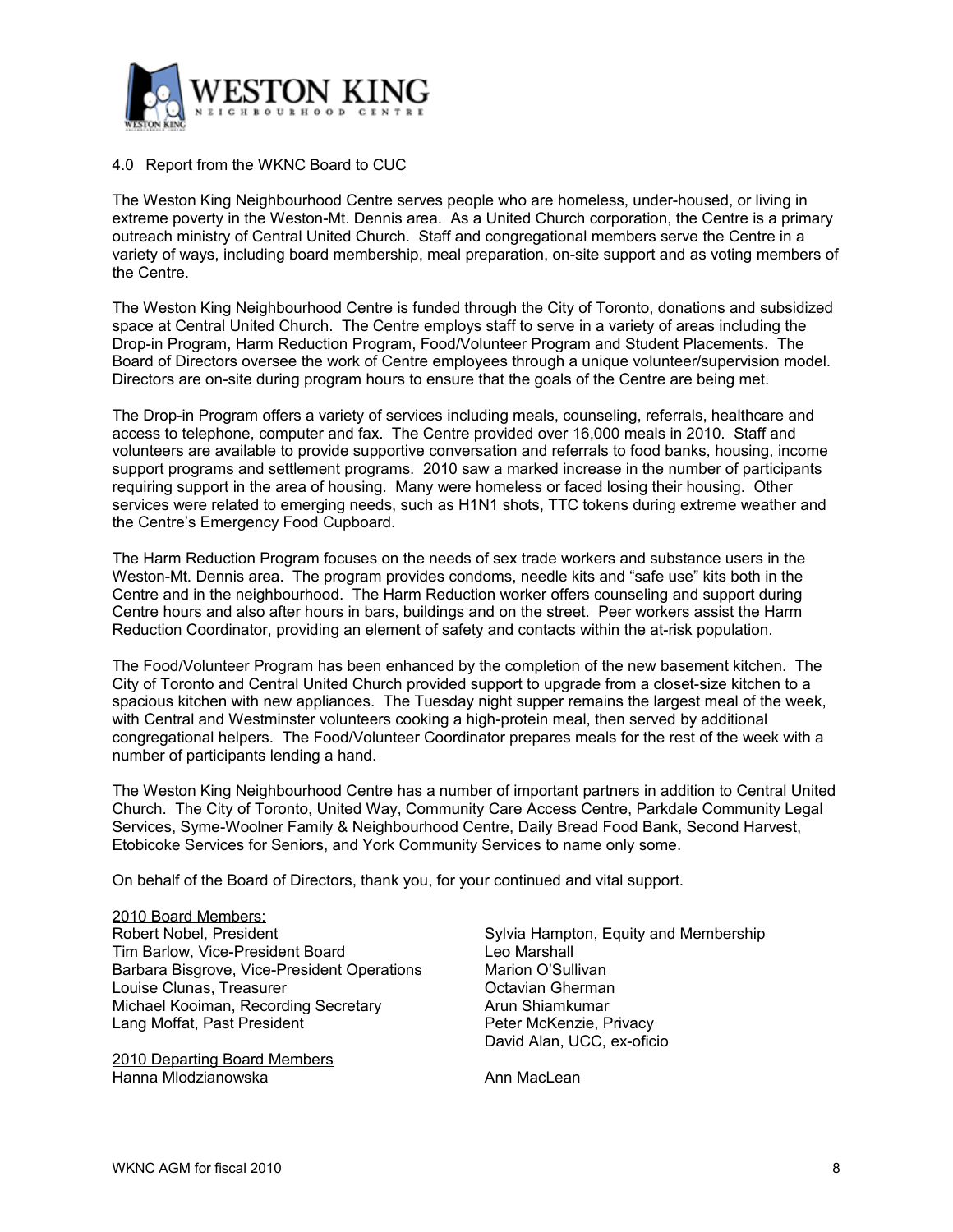## 4.0 Report from the WKNC Board to CUC

The Weston King Neighbourhood Centre serves people who are homeless, under-housed, or living in extreme poverty in the Weston-Mt. Dennis area. As a United Church corporation, the Centre is a primary outreach ministry of Central United Church. Staff and congregational members serve the Centre in a variety of ways, including board membership, meal preparation, on-site support and as voting members of the Centre.

The Weston King Neighbourhood Centre is funded through the City of Toronto, donations and subsidized space at Central United Church. The Centre employs staff to serve in a variety of areas including the Drop-in Program, Harm Reduction Program, Food/Volunteer Program and Student Placements. The Board of Directors oversee the work of Centre employees through a unique volunteer/supervision model. Directors are on-site during program hours to ensure that the goals of the Centre are being met.

The Drop-in Program offers a variety of services including meals, counseling, referrals, healthcare and access to telephone, computer and fax. The Centre provided over 16,000 meals in 2010. Staff and volunteers are available to provide supportive conversation and referrals to food banks, housing, income support programs and settlement programs. 2010 saw a marked increase in the number of participants requiring support in the area of housing. Many were homeless or faced losing their housing. Other services were related to emerging needs, such as H1N1 shots, TTC tokens during extreme weather and the Centre's Emergency Food Cupboard.

The Harm Reduction Program focuses on the needs of sex trade workers and substance users in the Weston-Mt. Dennis area. The program provides condoms, needle kits and "safe use" kits both in the Centre and in the neighbourhood. The Harm Reduction worker offers counseling and support during Centre hours and also after hours in bars, buildings and on the street. Peer workers assist the Harm Reduction Coordinator, providing an element of safety and contacts within the at-risk population.

The Food/Volunteer Program has been enhanced by the completion of the new basement kitchen. The City of Toronto and Central United Church provided support to upgrade from a closet-size kitchen to a spacious kitchen with new appliances. The Tuesday night supper remains the largest meal of the week, with Central and Westminster volunteers cooking a high-protein meal, then served by additional congregational helpers. The Food/Volunteer Coordinator prepares meals for the rest of the week with a number of participants lending a hand.

The Weston King Neighbourhood Centre has a number of important partners in addition to Central United Church. The City of Toronto, United Way, Community Care Access Centre, Parkdale Community Legal Services, Syme-Woolner Family & Neighbourhood Centre, Daily Bread Food Bank, Second Harvest, Etobicoke Services for Seniors, and York Community Services to name only some.

On behalf of the Board of Directors, thank you, for your continued and vital support.

2010 Board Members:

Robert Nobel, President
Tim Barlow, Vice-President Board
Barbara Bisgrove, Vice-President Operations
Louise Clunas, Treasurer
Michael Kooiman, Recording Secretary
Lang Moffat, Past President
Sylvia Hampton, Equity and Membership
Leo Marshall
Marion O'Sullivan
Octavian Gherman
Arun Shiamkumar
Peter McKenzie, Privacy
David Alan, UCC, ex-oficio

2010 Departing Board Members

Hanna Mlodzianowska
Ann MacLean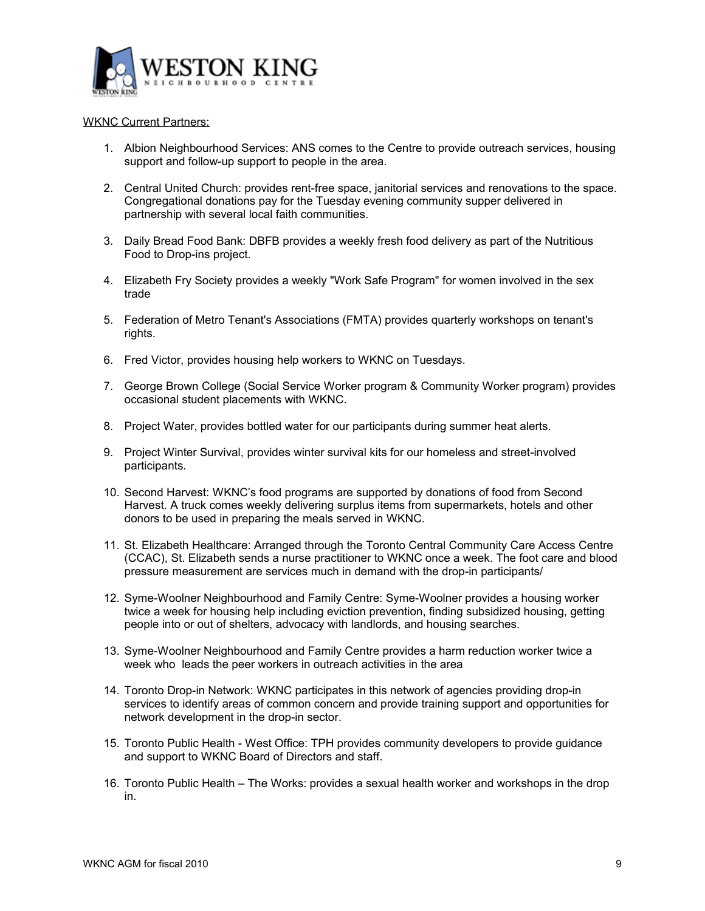WESTON KING
NEIGHBOURHOOD CENTRE

WKNC Current Partners:

1. Albion Neighbourhood Services: ANS comes to the Centre to provide outreach services, housing support and follow-up support to people in the area.

2. Central United Church: provides rent-free space, janitorial services and renovations to the space. Congregational donations pay for the Tuesday evening community supper delivered in partnership with several local faith communities.

3. Daily Bread Food Bank: DBFB provides a weekly fresh food delivery as part of the Nutritious Food to Drop-ins project.

4. Elizabeth Fry Society provides a weekly "Work Safe Program" for women involved in the sex trade

5. Federation of Metro Tenant's Associations (FMTA) provides quarterly workshops on tenant's rights.

6. Fred Victor, provides housing help workers to WKNC on Tuesdays.

7. George Brown College (Social Service Worker program & Community Worker program) provides occasional student placements with WKNC.

8. Project Water, provides bottled water for our participants during summer heat alerts.

9. Project Winter Survival, provides winter survival kits for our homeless and street-involved participants.

10. Second Harvest: WKNC's food programs are supported by donations of food from Second Harvest. A truck comes weekly delivering surplus items from supermarkets, hotels and other donors to be used in preparing the meals served in WKNC.

11. St. Elizabeth Healthcare: Arranged through the Toronto Central Community Care Access Centre (CCAC), St. Elizabeth sends a nurse practitioner to WKNC once a week. The foot care and blood pressure measurement are services much in demand with the drop-in participants/

12. Syme-Woolner Neighbourhood and Family Centre: Syme-Woolner provides a housing worker twice a week for housing help including eviction prevention, finding subsidized housing, getting people into or out of shelters, advocacy with landlords, and housing searches.

13. Syme-Woolner Neighbourhood and Family Centre provides a harm reduction worker twice a week who leads the peer workers in outreach activities in the area

14. Toronto Drop-in Network: WKNC participates in this network of agencies providing drop-in services to identify areas of common concern and provide training support and opportunities for network development in the drop-in sector.

15. Toronto Public Health - West Office: TPH provides community developers to provide guidance and support to WKNC Board of Directors and staff.

16. Toronto Public Health – The Works: provides a sexual health worker and workshops in the drop in.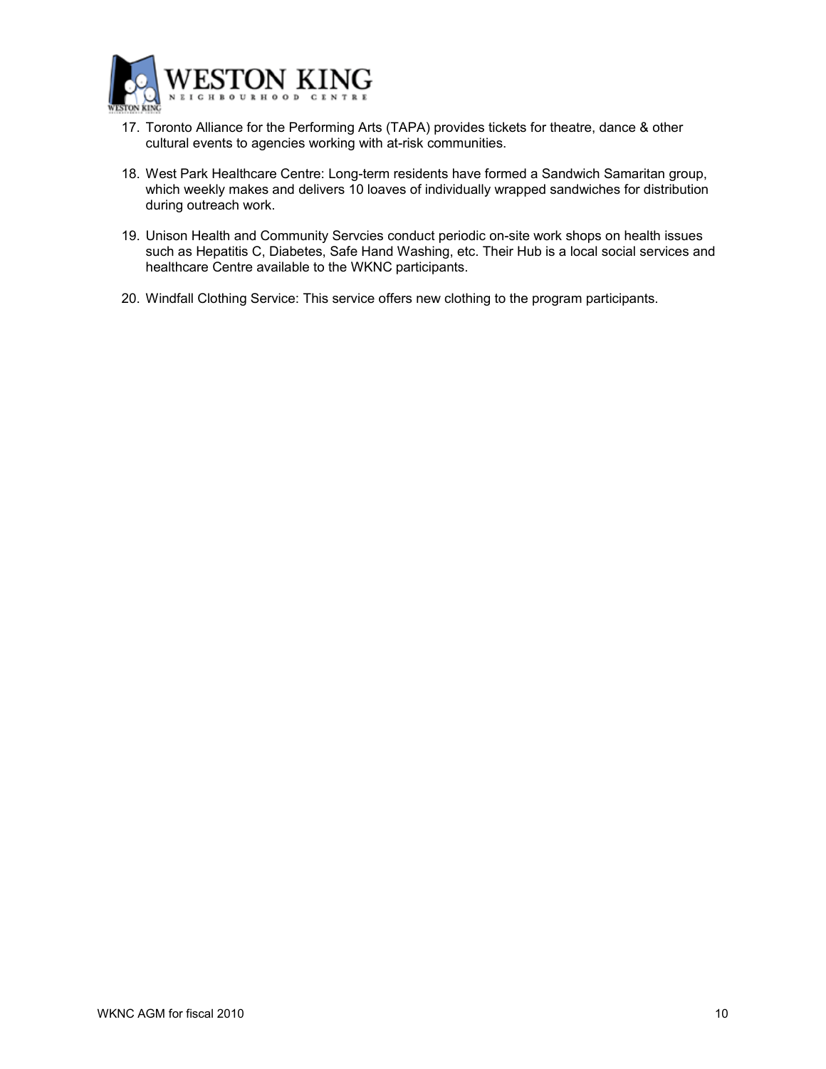17. Toronto Alliance for the Performing Arts (TAPA) provides tickets for theatre, dance & other cultural events to agencies working with at-risk communities.

18. West Park Healthcare Centre: Long-term residents have formed a Sandwich Samaritan group, which weekly makes and delivers 10 loaves of individually wrapped sandwiches for distribution during outreach work.

19. Unison Health and Community Servcies conduct periodic on-site work shops on health issues such as Hepatitis C, Diabetes, Safe Hand Washing, etc. Their Hub is a local social services and healthcare Centre available to the WKNC participants.

20. Windfall Clothing Service: This service offers new clothing to the program participants.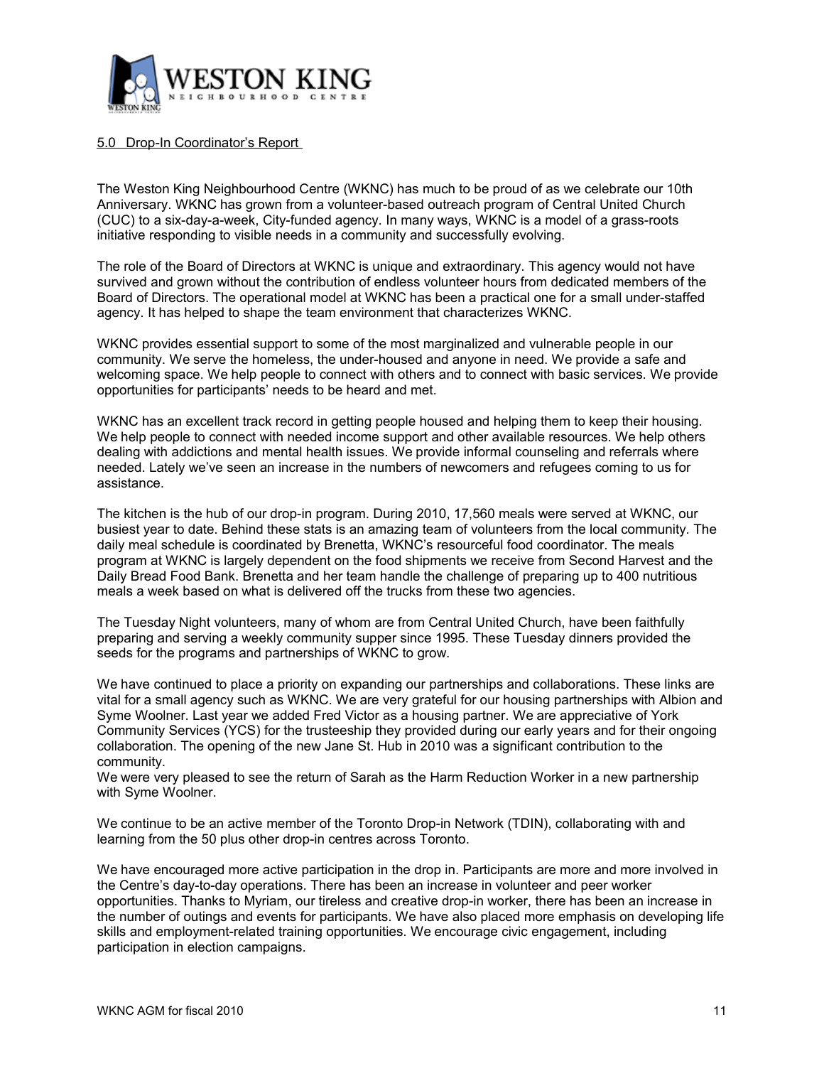## 5.0 Drop-In Coordinator's Report

The Weston King Neighbourhood Centre (WKNC) has much to be proud of as we celebrate our 10th Anniversary. WKNC has grown from a volunteer-based outreach program of Central United Church (CUC) to a six-day-a-week, City-funded agency. In many ways, WKNC is a model of a grass-roots initiative responding to visible needs in a community and successfully evolving.

The role of the Board of Directors at WKNC is unique and extraordinary. This agency would not have survived and grown without the contribution of endless volunteer hours from dedicated members of the Board of Directors. The operational model at WKNC has been a practical one for a small under-staffed agency. It has helped to shape the team environment that characterizes WKNC.

WKNC provides essential support to some of the most marginalized and vulnerable people in our community. We serve the homeless, the under-housed and anyone in need. We provide a safe and welcoming space. We help people to connect with others and to connect with basic services. We provide opportunities for participants' needs to be heard and met.

WKNC has an excellent track record in getting people housed and helping them to keep their housing. We help people to connect with needed income support and other available resources. We help others dealing with addictions and mental health issues. We provide informal counseling and referrals where needed. Lately we've seen an increase in the numbers of newcomers and refugees coming to us for assistance.

The kitchen is the hub of our drop-in program. During 2010, 17,560 meals were served at WKNC, our busiest year to date. Behind these stats is an amazing team of volunteers from the local community. The daily meal schedule is coordinated by Brenetta, WKNC's resourceful food coordinator. The meals program at WKNC is largely dependent on the food shipments we receive from Second Harvest and the Daily Bread Food Bank. Brenetta and her team handle the challenge of preparing up to 400 nutritious meals a week based on what is delivered off the trucks from these two agencies.

The Tuesday Night volunteers, many of whom are from Central United Church, have been faithfully preparing and serving a weekly community supper since 1995. These Tuesday dinners provided the seeds for the programs and partnerships of WKNC to grow.

We have continued to place a priority on expanding our partnerships and collaborations. These links are vital for a small agency such as WKNC. We are very grateful for our housing partnerships with Albion and Syme Woolner. Last year we added Fred Victor as a housing partner. We are appreciative of York Community Services (YCS) for the trusteeship they provided during our early years and for their ongoing collaboration. The opening of the new Jane St. Hub in 2010 was a significant contribution to the community.
We were very pleased to see the return of Sarah as the Harm Reduction Worker in a new partnership with Syme Woolner.

We continue to be an active member of the Toronto Drop-in Network (TDIN), collaborating with and learning from the 50 plus other drop-in centres across Toronto.

We have encouraged more active participation in the drop in. Participants are more and more involved in the Centre's day-to-day operations. There has been an increase in volunteer and peer worker opportunities. Thanks to Myriam, our tireless and creative drop-in worker, there has been an increase in the number of outings and events for participants. We have also placed more emphasis on developing life skills and employment-related training opportunities. We encourage civic engagement, including participation in election campaigns.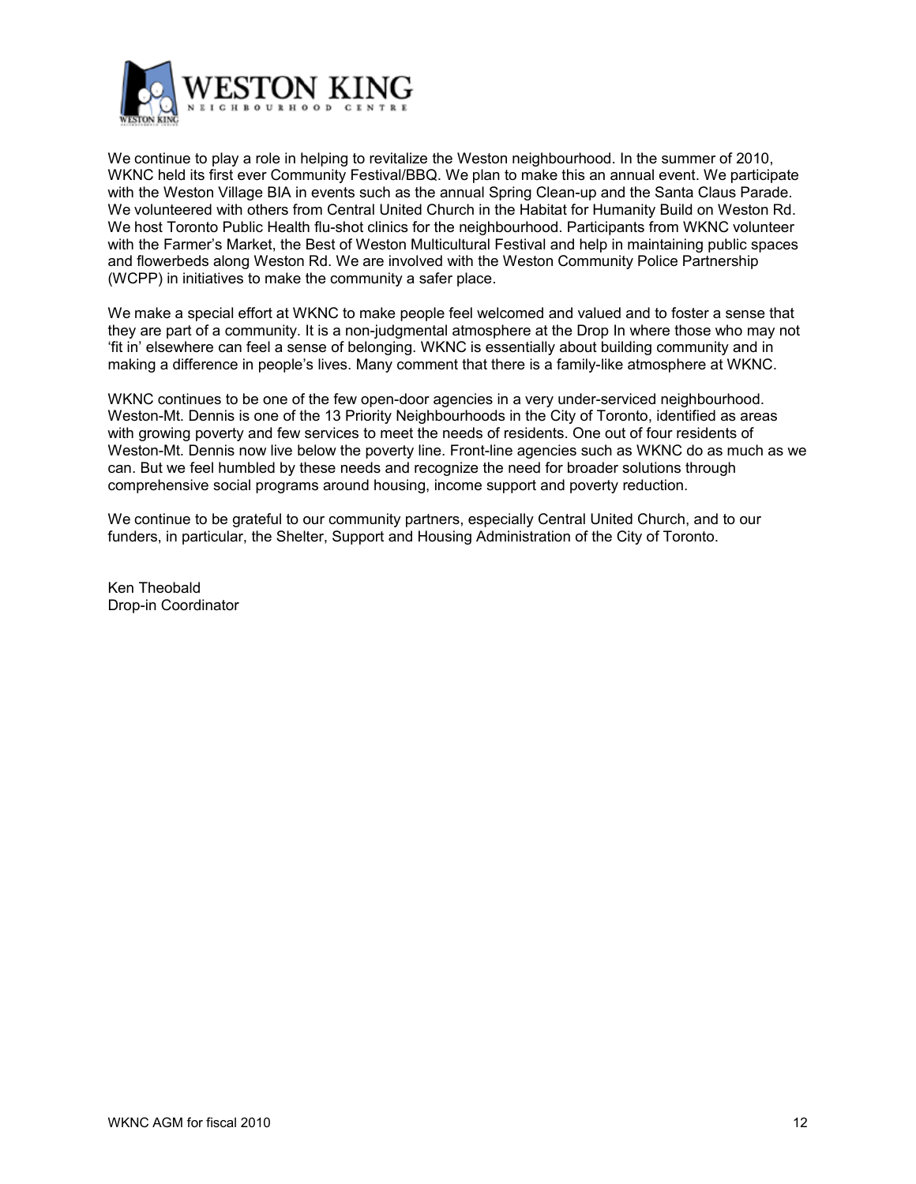We continue to play a role in helping to revitalize the Weston neighbourhood. In the summer of 2010, WKNC held its first ever Community Festival/BBQ. We plan to make this an annual event. We participate with the Weston Village BIA in events such as the annual Spring Clean-up and the Santa Claus Parade. We volunteered with others from Central United Church in the Habitat for Humanity Build on Weston Rd. We host Toronto Public Health flu-shot clinics for the neighbourhood. Participants from WKNC volunteer with the Farmer's Market, the Best of Weston Multicultural Festival and help in maintaining public spaces and flowerbeds along Weston Rd. We are involved with the Weston Community Police Partnership (WCPP) in initiatives to make the community a safer place.

We make a special effort at WKNC to make people feel welcomed and valued and to foster a sense that they are part of a community. It is a non-judgmental atmosphere at the Drop In where those who may not 'fit in' elsewhere can feel a sense of belonging. WKNC is essentially about building community and in making a difference in people's lives. Many comment that there is a family-like atmosphere at WKNC.

WKNC continues to be one of the few open-door agencies in a very under-serviced neighbourhood. Weston-Mt. Dennis is one of the 13 Priority Neighbourhoods in the City of Toronto, identified as areas with growing poverty and few services to meet the needs of residents. One out of four residents of Weston-Mt. Dennis now live below the poverty line. Front-line agencies such as WKNC do as much as we can. But we feel humbled by these needs and recognize the need for broader solutions through comprehensive social programs around housing, income support and poverty reduction.

We continue to be grateful to our community partners, especially Central United Church, and to our funders, in particular, the Shelter, Support and Housing Administration of the City of Toronto.

Ken Theobald
Drop-in Coordinator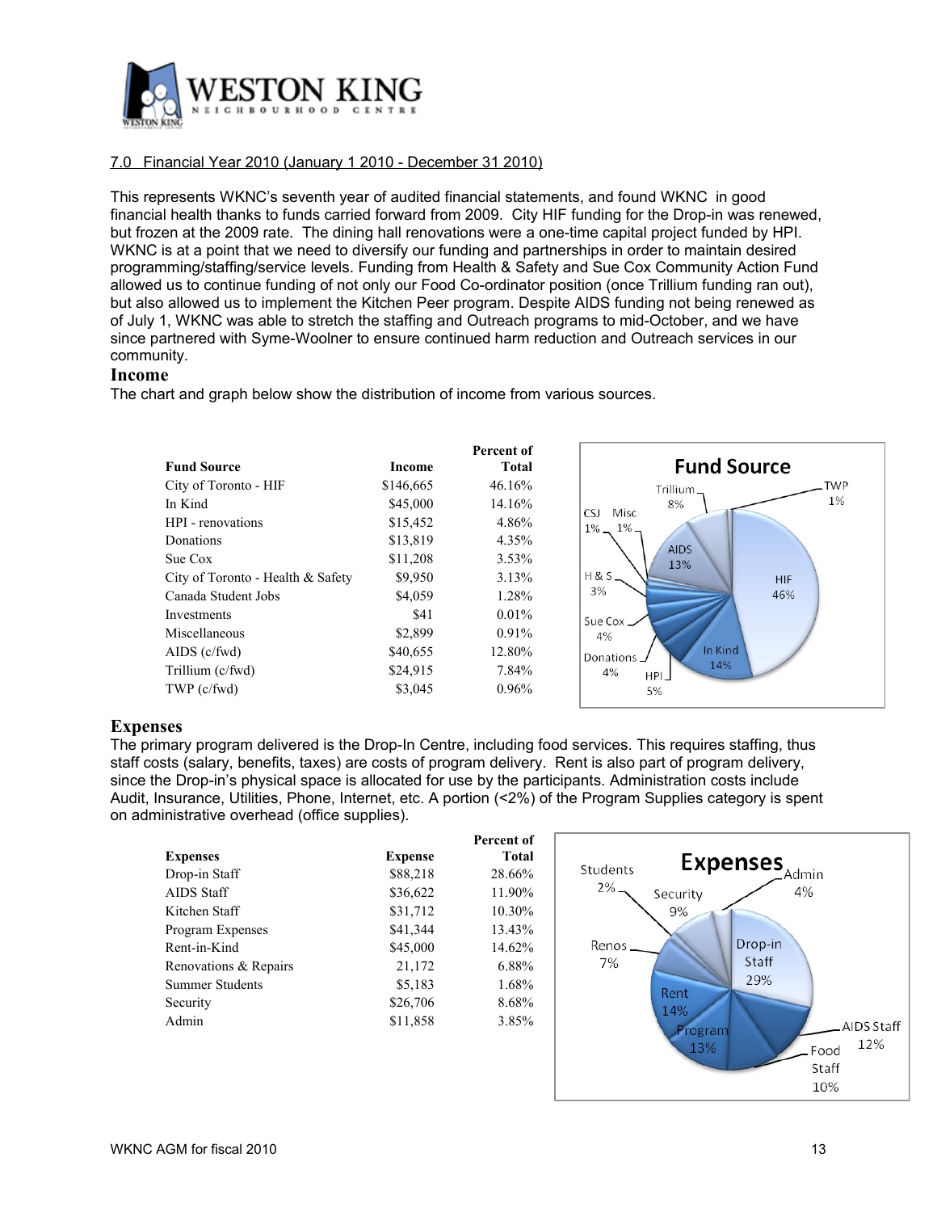WESTON KING
NEIGHBOURHOOD CENTRE

## 7.0 Financial Year 2010 (January 1 2010 - December 31 2010)

This represents WKNC's seventh year of audited financial statements, and found WKNC in good financial health thanks to funds carried forward from 2009. City HIF funding for the Drop-in was renewed, but frozen at the 2009 rate. The dining hall renovations were a one-time capital project funded by HPI. WKNC is at a point that we need to diversify our funding and partnerships in order to maintain desired programming/staffing/service levels. Funding from Health & Safety and Sue Cox Community Action Fund allowed us to continue funding of not only our Food Co-ordinator position (once Trillium funding ran out), but also allowed us to implement the Kitchen Peer program. Despite AIDS funding not being renewed as of July 1, WKNC was able to stretch the staffing and Outreach programs to mid-October, and we have since partnered with Syme-Woolner to ensure continued harm reduction and Outreach services in our community.

### Income

The chart and graph below show the distribution of income from various sources.

| Fund Source | Income | Percent of Total |
|---|---|---|
| City of Toronto - HIF | $146,665 | 46.16% |
| In Kind | $45,000 | 14.16% |
| HPI - renovations | $15,452 | 4.86% |
| Donations | $13,819 | 4.35% |
| Sue Cox | $11,208 | 3.53% |
| City of Toronto - Health & Safety | $9,950 | 3.13% |
| Canada Student Jobs | $4,059 | 1.28% |
| Investments | $41 | 0.01% |
| Miscellaneous | $2,899 | 0.91% |
| AIDS (c/fwd) | $40,655 | 12.80% |
| Trillium (c/fwd) | $24,915 | 7.84% |
| TWP (c/fwd) | $3,045 | 0.96% |

Fund Source
Trillium 8%
TWP 1%
CSJ 1%
Misc 1%
AIDS 13%
H & S 3%
HIF 46%
Sue Cox 4%
In Kind 14%
Donations 4%
HPI 5%

### Expenses

The primary program delivered is the Drop-In Centre, including food services. This requires staffing, thus staff costs (salary, benefits, taxes) are costs of program delivery. Rent is also part of program delivery, since the Drop-in's physical space is allocated for use by the participants. Administration costs include Audit, Insurance, Utilities, Phone, Internet, etc. A portion (<2%) of the Program Supplies category is spent on administrative overhead (office supplies).

| Expenses | Expense | Percent of Total |
|---|---|---|
| Drop-in Staff | $88,218 | 28.66% |
| AIDS Staff | $36,622 | 11.90% |
| Kitchen Staff | $31,712 | 10.30% |
| Program Expenses | $41,344 | 13.43% |
| Rent-in-Kind | $45,000 | 14.62% |
| Renovations & Repairs | 21,172 | 6.88% |
| Summer Students | $5,183 | 1.68% |
| Security | $26,706 | 8.68% |
| Admin | $11,858 | 3.85% |

Expenses
Students 2%
Admin 4%
Security 9%
Renos 7%
Drop-in Staff 29%
Rent 14%
Program 13%
AIDS Staff 12%
Food Staff 10%